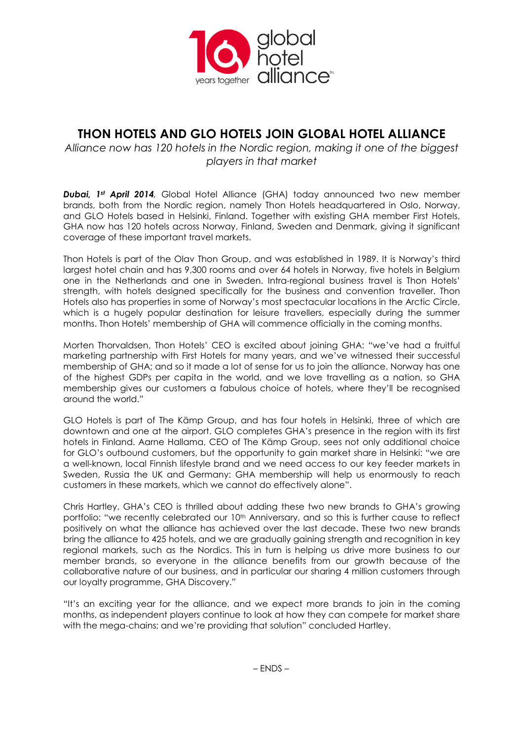# THON HOTELS AND GLO HOTELS JOIN GLOBAL HOTEL ALLIANCE

*Alliance now has 120 hotels in the Nordic region, making it one of the biggest players in that market*

***Dubai, 1st April 2014***, Global Hotel Alliance (GHA) today announced two new member brands, both from the Nordic region, namely Thon Hotels headquartered in Oslo, Norway, and GLO Hotels based in Helsinki, Finland. Together with existing GHA member First Hotels, GHA now has 120 hotels across Norway, Finland, Sweden and Denmark, giving it significant coverage of these important travel markets.

Thon Hotels is part of the Olav Thon Group, and was established in 1989. It is Norway's third largest hotel chain and has 9,300 rooms and over 64 hotels in Norway, five hotels in Belgium one in the Netherlands and one in Sweden. Intra-regional business travel is Thon Hotels' strength, with hotels designed specifically for the business and convention traveller. Thon Hotels also has properties in some of Norway's most spectacular locations in the Arctic Circle, which is a hugely popular destination for leisure travellers, especially during the summer months. Thon Hotels' membership of GHA will commence officially in the coming months.

Morten Thorvaldsen, Thon Hotels' CEO is excited about joining GHA: "we've had a fruitful marketing partnership with First Hotels for many years, and we've witnessed their successful membership of GHA; and so it made a lot of sense for us to join the alliance. Norway has one of the highest GDPs per capita in the world, and we love travelling as a nation, so GHA membership gives our customers a fabulous choice of hotels, where they'll be recognised around the world."

GLO Hotels is part of The Kämp Group, and has four hotels in Helsinki, three of which are downtown and one at the airport. GLO completes GHA's presence in the region with its first hotels in Finland. Aarne Hallama, CEO of The Kämp Group, sees not only additional choice for GLO's outbound customers, but the opportunity to gain market share in Helsinki: "we are a well-known, local Finnish lifestyle brand and we need access to our key feeder markets in Sweden, Russia the UK and Germany: GHA membership will help us enormously to reach customers in these markets, which we cannot do effectively alone".

Chris Hartley, GHA's CEO is thrilled about adding these two new brands to GHA's growing portfolio: "we recently celebrated our 10th Anniversary, and so this is further cause to reflect positively on what the alliance has achieved over the last decade. These two new brands bring the alliance to 425 hotels, and we are gradually gaining strength and recognition in key regional markets, such as the Nordics. This in turn is helping us drive more business to our member brands, so everyone in the alliance benefits from our growth because of the collaborative nature of our business, and in particular our sharing 4 million customers through our loyalty programme, GHA Discovery."

"It's an exciting year for the alliance, and we expect more brands to join in the coming months, as independent players continue to look at how they can compete for market share with the mega-chains; and we're providing that solution" concluded Hartley.

– ENDS –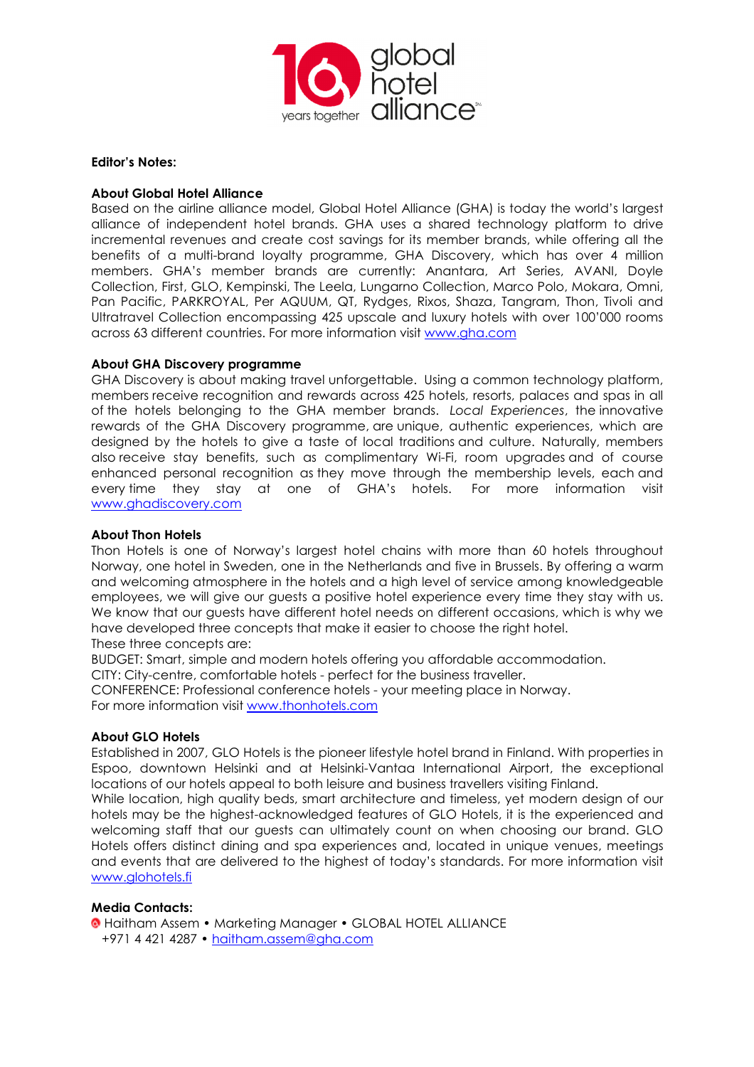**Editor's Notes:**

**About Global Hotel Alliance**
Based on the airline alliance model, Global Hotel Alliance (GHA) is today the world's largest alliance of independent hotel brands. GHA uses a shared technology platform to drive incremental revenues and create cost savings for its member brands, while offering all the benefits of a multi-brand loyalty programme, GHA Discovery, which has over 4 million members. GHA's member brands are currently: Anantara, Art Series, AVANI, Doyle Collection, First, GLO, Kempinski, The Leela, Lungarno Collection, Marco Polo, Mokara, Omni, Pan Pacific, PARKROYAL, Per AQUUM, QT, Rydges, Rixos, Shaza, Tangram, Thon, Tivoli and Ultratravel Collection encompassing 425 upscale and luxury hotels with over 100'000 rooms across 63 different countries. For more information visit www.gha.com

**About GHA Discovery programme**
GHA Discovery is about making travel unforgettable. Using a common technology platform, members receive recognition and rewards across 425 hotels, resorts, palaces and spas in all of the hotels belonging to the GHA member brands. *Local Experiences*, the innovative rewards of the GHA Discovery programme, are unique, authentic experiences, which are designed by the hotels to give a taste of local traditions and culture. Naturally, members also receive stay benefits, such as complimentary Wi-Fi, room upgrades and of course enhanced personal recognition as they move through the membership levels, each and every time they stay at one of GHA's hotels. For more information visit www.ghadiscovery.com

**About Thon Hotels**
Thon Hotels is one of Norway's largest hotel chains with more than 60 hotels throughout Norway, one hotel in Sweden, one in the Netherlands and five in Brussels. By offering a warm and welcoming atmosphere in the hotels and a high level of service among knowledgeable employees, we will give our guests a positive hotel experience every time they stay with us. We know that our guests have different hotel needs on different occasions, which is why we have developed three concepts that make it easier to choose the right hotel.
These three concepts are:
BUDGET: Smart, simple and modern hotels offering you affordable accommodation.
CITY: City-centre, comfortable hotels - perfect for the business traveller.
CONFERENCE: Professional conference hotels - your meeting place in Norway.
For more information visit www.thonhotels.com

**About GLO Hotels**
Established in 2007, GLO Hotels is the pioneer lifestyle hotel brand in Finland. With properties in Espoo, downtown Helsinki and at Helsinki-Vantaa International Airport, the exceptional locations of our hotels appeal to both leisure and business travellers visiting Finland.
While location, high quality beds, smart architecture and timeless, yet modern design of our hotels may be the highest-acknowledged features of GLO Hotels, it is the experienced and welcoming staff that our guests can ultimately count on when choosing our brand. GLO Hotels offers distinct dining and spa experiences and, located in unique venues, meetings and events that are delivered to the highest of today's standards. For more information visit www.glohotels.fi

**Media Contacts:**
Haitham Assem • Marketing Manager • GLOBAL HOTEL ALLIANCE
+971 4 421 4287 • haitham.assem@gha.com